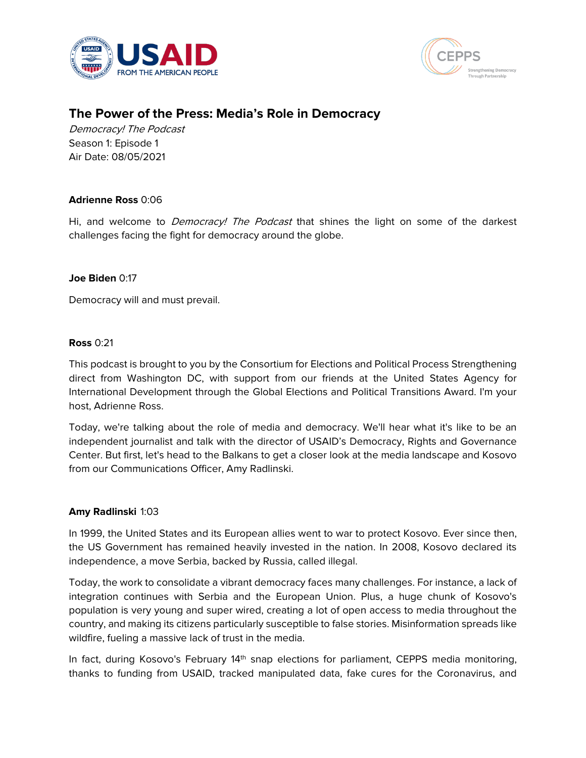# The Power of the Press: Media's Role in Democracy

*Democracy! The Podcast*
Season 1: Episode 1
Air Date: 08/05/2021

**Adrienne Ross** 0:06

Hi, and welcome to *Democracy! The Podcast* that shines the light on some of the darkest challenges facing the fight for democracy around the globe.

**Joe Biden** 0:17

Democracy will and must prevail.

**Ross** 0:21

This podcast is brought to you by the Consortium for Elections and Political Process Strengthening direct from Washington DC, with support from our friends at the United States Agency for International Development through the Global Elections and Political Transitions Award. I'm your host, Adrienne Ross.

Today, we're talking about the role of media and democracy. We'll hear what it's like to be an independent journalist and talk with the director of USAID's Democracy, Rights and Governance Center. But first, let's head to the Balkans to get a closer look at the media landscape and Kosovo from our Communications Officer, Amy Radlinski.

**Amy Radlinski** 1:03

In 1999, the United States and its European allies went to war to protect Kosovo. Ever since then, the US Government has remained heavily invested in the nation. In 2008, Kosovo declared its independence, a move Serbia, backed by Russia, called illegal.

Today, the work to consolidate a vibrant democracy faces many challenges. For instance, a lack of integration continues with Serbia and the European Union. Plus, a huge chunk of Kosovo's population is very young and super wired, creating a lot of open access to media throughout the country, and making its citizens particularly susceptible to false stories. Misinformation spreads like wildfire, fueling a massive lack of trust in the media.

In fact, during Kosovo's February 14th snap elections for parliament, CEPPS media monitoring, thanks to funding from USAID, tracked manipulated data, fake cures for the Coronavirus, and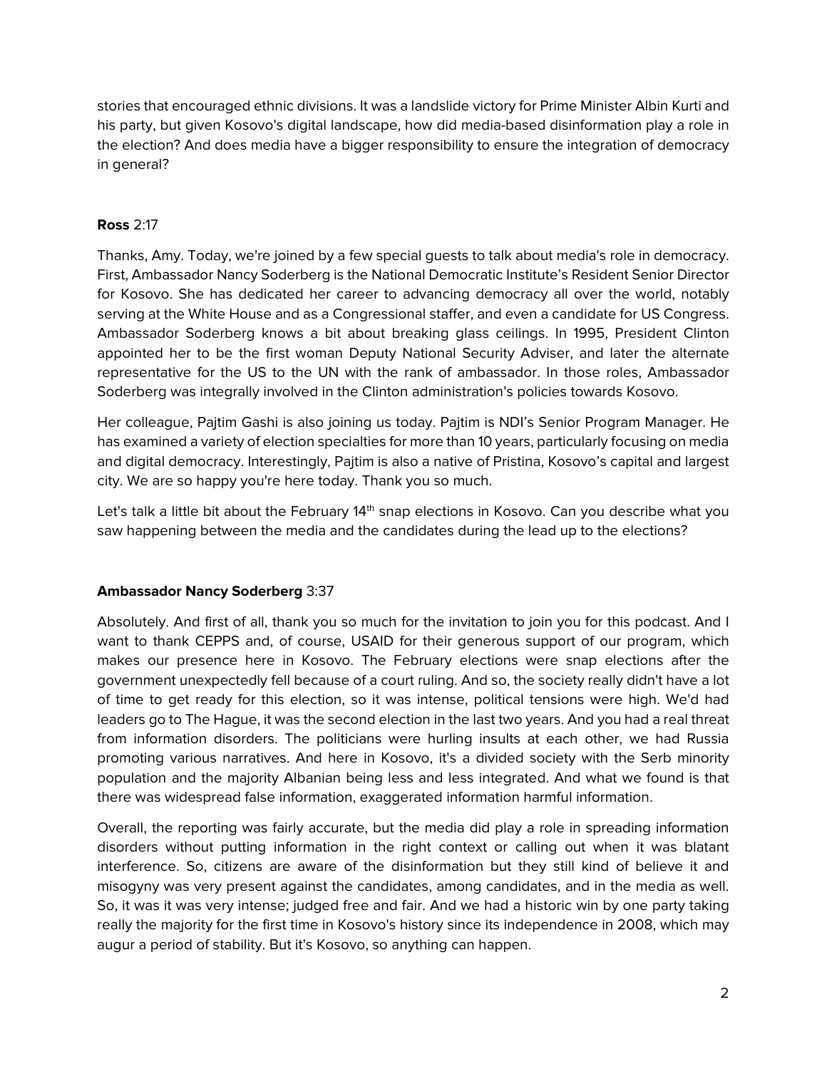stories that encouraged ethnic divisions. It was a landslide victory for Prime Minister Albin Kurti and his party, but given Kosovo's digital landscape, how did media-based disinformation play a role in the election? And does media have a bigger responsibility to ensure the integration of democracy in general?

**Ross** 2:17

Thanks, Amy. Today, we're joined by a few special guests to talk about media's role in democracy. First, Ambassador Nancy Soderberg is the National Democratic Institute's Resident Senior Director for Kosovo. She has dedicated her career to advancing democracy all over the world, notably serving at the White House and as a Congressional staffer, and even a candidate for US Congress. Ambassador Soderberg knows a bit about breaking glass ceilings. In 1995, President Clinton appointed her to be the first woman Deputy National Security Adviser, and later the alternate representative for the US to the UN with the rank of ambassador. In those roles, Ambassador Soderberg was integrally involved in the Clinton administration's policies towards Kosovo.

Her colleague, Pajtim Gashi is also joining us today. Pajtim is NDI's Senior Program Manager. He has examined a variety of election specialties for more than 10 years, particularly focusing on media and digital democracy. Interestingly, Pajtim is also a native of Pristina, Kosovo's capital and largest city. We are so happy you're here today. Thank you so much.

Let's talk a little bit about the February 14th snap elections in Kosovo. Can you describe what you saw happening between the media and the candidates during the lead up to the elections?

**Ambassador Nancy Soderberg** 3:37

Absolutely. And first of all, thank you so much for the invitation to join you for this podcast. And I want to thank CEPPS and, of course, USAID for their generous support of our program, which makes our presence here in Kosovo. The February elections were snap elections after the government unexpectedly fell because of a court ruling. And so, the society really didn't have a lot of time to get ready for this election, so it was intense, political tensions were high. We'd had leaders go to The Hague, it was the second election in the last two years. And you had a real threat from information disorders. The politicians were hurling insults at each other, we had Russia promoting various narratives. And here in Kosovo, it's a divided society with the Serb minority population and the majority Albanian being less and less integrated. And what we found is that there was widespread false information, exaggerated information harmful information.

Overall, the reporting was fairly accurate, but the media did play a role in spreading information disorders without putting information in the right context or calling out when it was blatant interference. So, citizens are aware of the disinformation but they still kind of believe it and misogyny was very present against the candidates, among candidates, and in the media as well. So, it was it was very intense; judged free and fair. And we had a historic win by one party taking really the majority for the first time in Kosovo's history since its independence in 2008, which may augur a period of stability. But it's Kosovo, so anything can happen.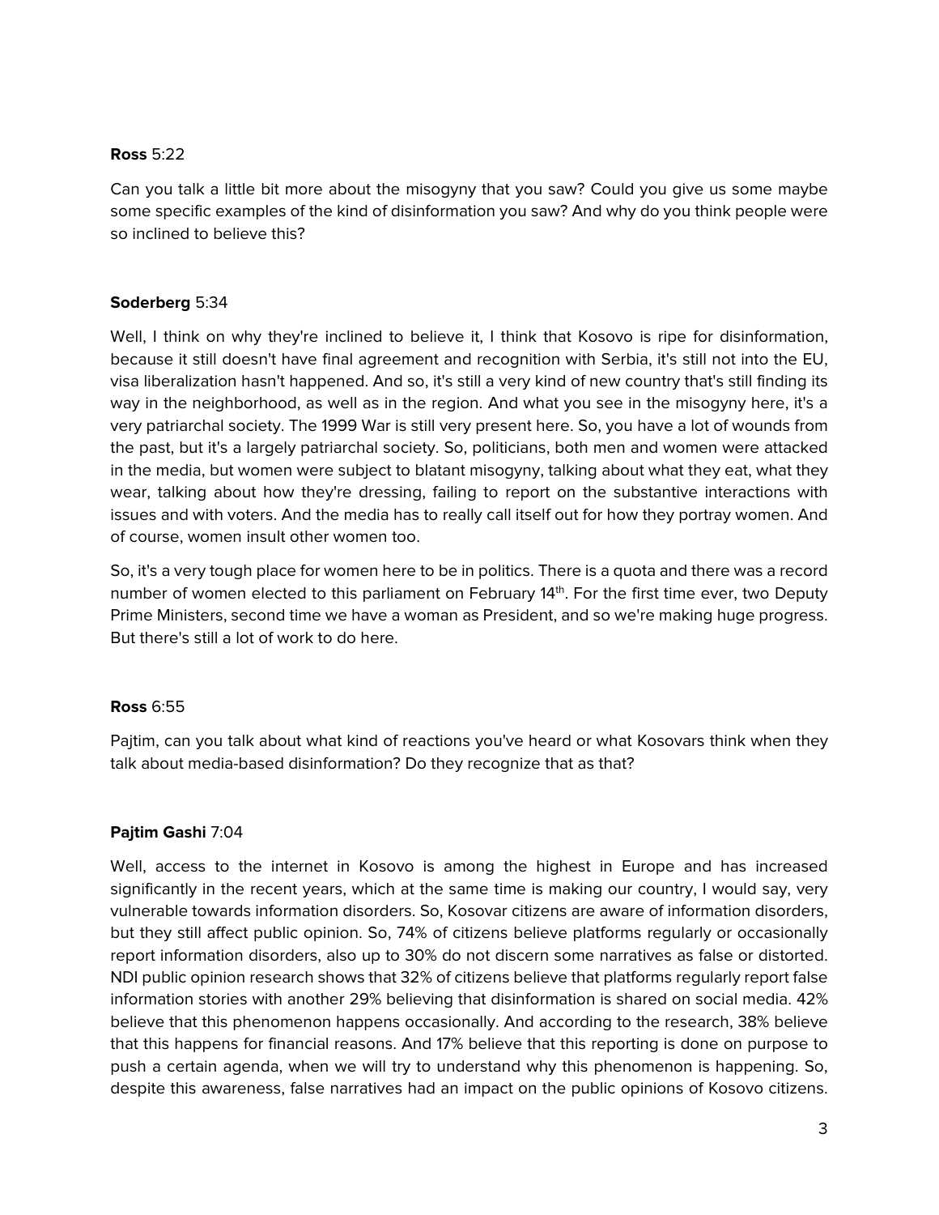**Ross** 5:22

Can you talk a little bit more about the misogyny that you saw? Could you give us some maybe some specific examples of the kind of disinformation you saw? And why do you think people were so inclined to believe this?

**Soderberg** 5:34

Well, I think on why they're inclined to believe it, I think that Kosovo is ripe for disinformation, because it still doesn't have final agreement and recognition with Serbia, it's still not into the EU, visa liberalization hasn't happened. And so, it's still a very kind of new country that's still finding its way in the neighborhood, as well as in the region. And what you see in the misogyny here, it's a very patriarchal society. The 1999 War is still very present here. So, you have a lot of wounds from the past, but it's a largely patriarchal society. So, politicians, both men and women were attacked in the media, but women were subject to blatant misogyny, talking about what they eat, what they wear, talking about how they're dressing, failing to report on the substantive interactions with issues and with voters. And the media has to really call itself out for how they portray women. And of course, women insult other women too.

So, it's a very tough place for women here to be in politics. There is a quota and there was a record number of women elected to this parliament on February 14th. For the first time ever, two Deputy Prime Ministers, second time we have a woman as President, and so we're making huge progress. But there's still a lot of work to do here.

**Ross** 6:55

Pajtim, can you talk about what kind of reactions you've heard or what Kosovars think when they talk about media-based disinformation? Do they recognize that as that?

**Pajtim Gashi** 7:04

Well, access to the internet in Kosovo is among the highest in Europe and has increased significantly in the recent years, which at the same time is making our country, I would say, very vulnerable towards information disorders. So, Kosovar citizens are aware of information disorders, but they still affect public opinion. So, 74% of citizens believe platforms regularly or occasionally report information disorders, also up to 30% do not discern some narratives as false or distorted. NDI public opinion research shows that 32% of citizens believe that platforms regularly report false information stories with another 29% believing that disinformation is shared on social media. 42% believe that this phenomenon happens occasionally. And according to the research, 38% believe that this happens for financial reasons. And 17% believe that this reporting is done on purpose to push a certain agenda, when we will try to understand why this phenomenon is happening. So, despite this awareness, false narratives had an impact on the public opinions of Kosovo citizens.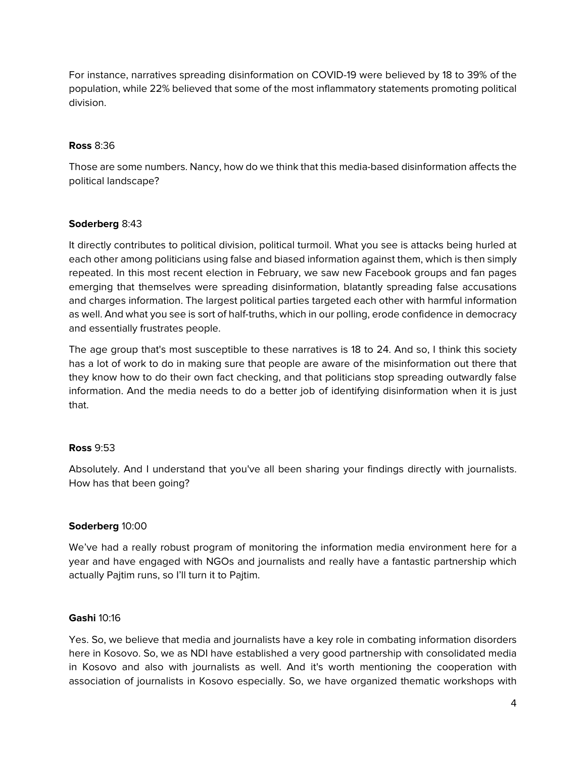For instance, narratives spreading disinformation on COVID-19 were believed by 18 to 39% of the population, while 22% believed that some of the most inflammatory statements promoting political division.

**Ross** 8:36

Those are some numbers. Nancy, how do we think that this media-based disinformation affects the political landscape?

**Soderberg** 8:43

It directly contributes to political division, political turmoil. What you see is attacks being hurled at each other among politicians using false and biased information against them, which is then simply repeated. In this most recent election in February, we saw new Facebook groups and fan pages emerging that themselves were spreading disinformation, blatantly spreading false accusations and charges information. The largest political parties targeted each other with harmful information as well. And what you see is sort of half-truths, which in our polling, erode confidence in democracy and essentially frustrates people.

The age group that's most susceptible to these narratives is 18 to 24. And so, I think this society has a lot of work to do in making sure that people are aware of the misinformation out there that they know how to do their own fact checking, and that politicians stop spreading outwardly false information. And the media needs to do a better job of identifying disinformation when it is just that.

**Ross** 9:53

Absolutely. And I understand that you've all been sharing your findings directly with journalists. How has that been going?

**Soderberg** 10:00

We've had a really robust program of monitoring the information media environment here for a year and have engaged with NGOs and journalists and really have a fantastic partnership which actually Pajtim runs, so I'll turn it to Pajtim.

**Gashi** 10:16

Yes. So, we believe that media and journalists have a key role in combating information disorders here in Kosovo. So, we as NDI have established a very good partnership with consolidated media in Kosovo and also with journalists as well. And it's worth mentioning the cooperation with association of journalists in Kosovo especially. So, we have organized thematic workshops with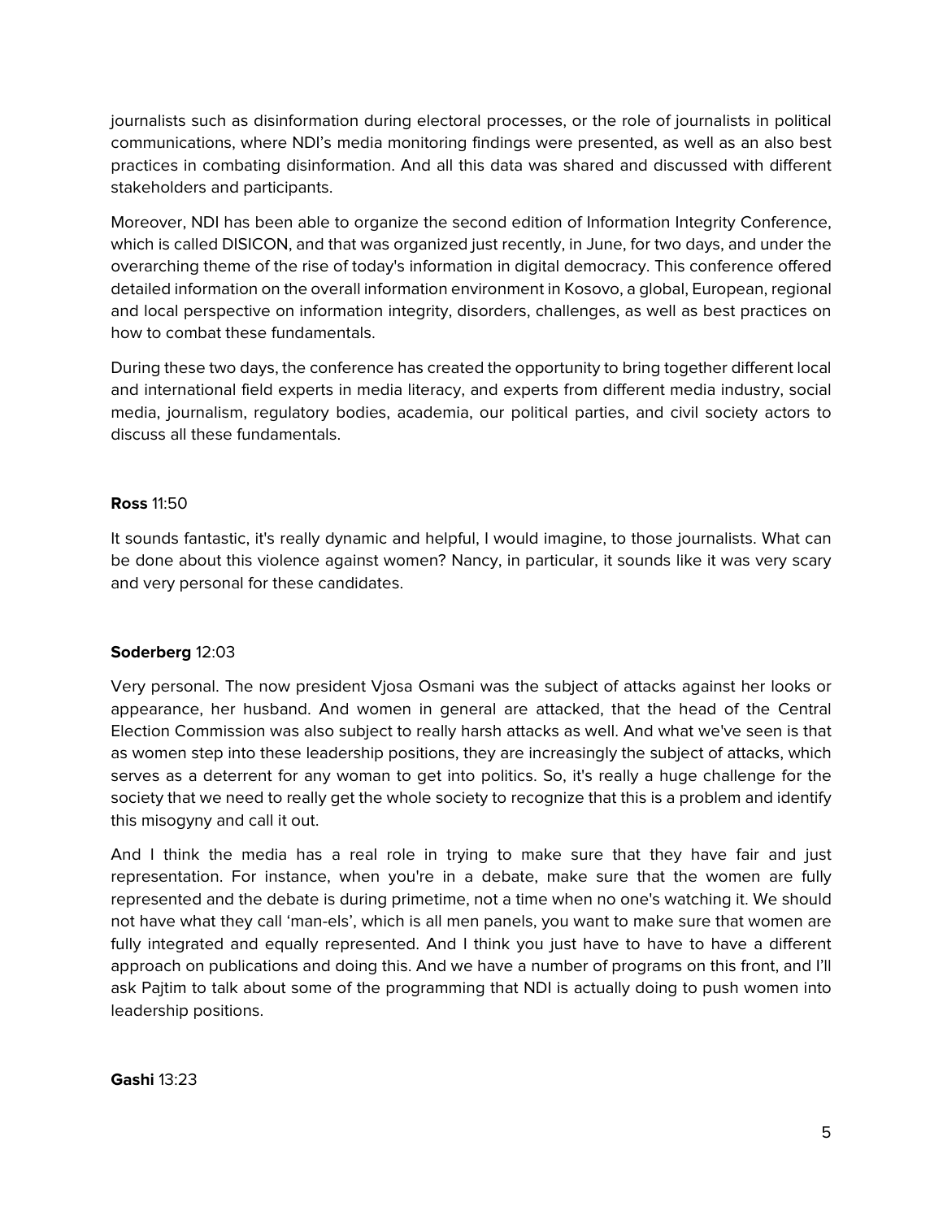journalists such as disinformation during electoral processes, or the role of journalists in political communications, where NDI's media monitoring findings were presented, as well as an also best practices in combating disinformation. And all this data was shared and discussed with different stakeholders and participants.

Moreover, NDI has been able to organize the second edition of Information Integrity Conference, which is called DISICON, and that was organized just recently, in June, for two days, and under the overarching theme of the rise of today's information in digital democracy. This conference offered detailed information on the overall information environment in Kosovo, a global, European, regional and local perspective on information integrity, disorders, challenges, as well as best practices on how to combat these fundamentals.

During these two days, the conference has created the opportunity to bring together different local and international field experts in media literacy, and experts from different media industry, social media, journalism, regulatory bodies, academia, our political parties, and civil society actors to discuss all these fundamentals.

**Ross** 11:50

It sounds fantastic, it's really dynamic and helpful, I would imagine, to those journalists. What can be done about this violence against women? Nancy, in particular, it sounds like it was very scary and very personal for these candidates.

**Soderberg** 12:03

Very personal. The now president Vjosa Osmani was the subject of attacks against her looks or appearance, her husband. And women in general are attacked, that the head of the Central Election Commission was also subject to really harsh attacks as well. And what we've seen is that as women step into these leadership positions, they are increasingly the subject of attacks, which serves as a deterrent for any woman to get into politics. So, it's really a huge challenge for the society that we need to really get the whole society to recognize that this is a problem and identify this misogyny and call it out.

And I think the media has a real role in trying to make sure that they have fair and just representation. For instance, when you're in a debate, make sure that the women are fully represented and the debate is during primetime, not a time when no one's watching it. We should not have what they call 'man-els', which is all men panels, you want to make sure that women are fully integrated and equally represented. And I think you just have to have to have a different approach on publications and doing this. And we have a number of programs on this front, and I'll ask Pajtim to talk about some of the programming that NDI is actually doing to push women into leadership positions.

**Gashi** 13:23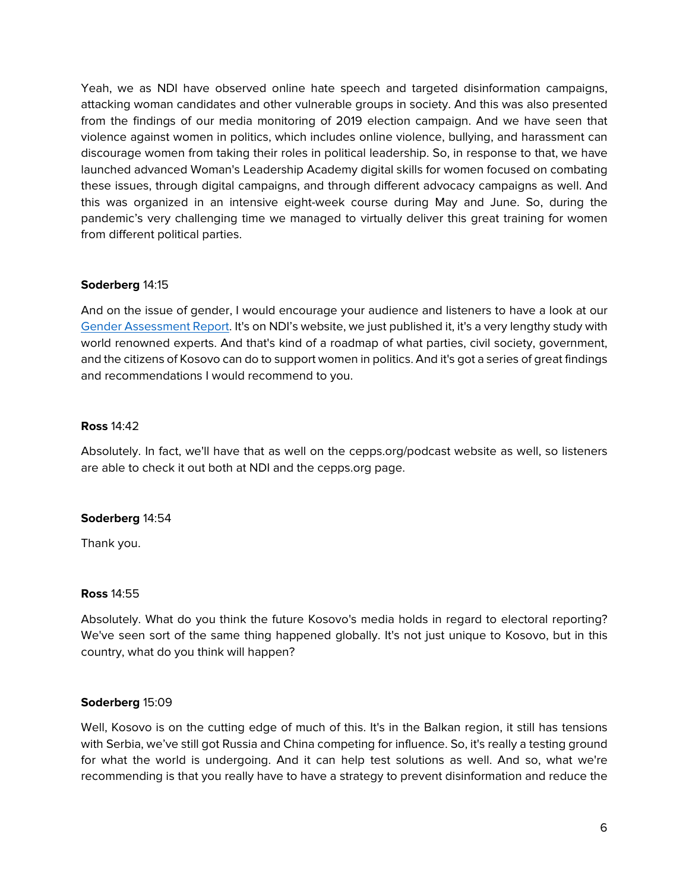Yeah, we as NDI have observed online hate speech and targeted disinformation campaigns, attacking woman candidates and other vulnerable groups in society. And this was also presented from the findings of our media monitoring of 2019 election campaign. And we have seen that violence against women in politics, which includes online violence, bullying, and harassment can discourage women from taking their roles in political leadership. So, in response to that, we have launched advanced Woman's Leadership Academy digital skills for women focused on combating these issues, through digital campaigns, and through different advocacy campaigns as well. And this was organized in an intensive eight-week course during May and June. So, during the pandemic's very challenging time we managed to virtually deliver this great training for women from different political parties.

**Soderberg** 14:15

And on the issue of gender, I would encourage your audience and listeners to have a look at our [Gender Assessment Report](). It's on NDI's website, we just published it, it's a very lengthy study with world renowned experts. And that's kind of a roadmap of what parties, civil society, government, and the citizens of Kosovo can do to support women in politics. And it's got a series of great findings and recommendations I would recommend to you.

**Ross** 14:42

Absolutely. In fact, we'll have that as well on the cepps.org/podcast website as well, so listeners are able to check it out both at NDI and the cepps.org page.

**Soderberg** 14:54

Thank you.

**Ross** 14:55

Absolutely. What do you think the future Kosovo's media holds in regard to electoral reporting? We've seen sort of the same thing happened globally. It's not just unique to Kosovo, but in this country, what do you think will happen?

**Soderberg** 15:09

Well, Kosovo is on the cutting edge of much of this. It's in the Balkan region, it still has tensions with Serbia, we've still got Russia and China competing for influence. So, it's really a testing ground for what the world is undergoing. And it can help test solutions as well. And so, what we're recommending is that you really have to have a strategy to prevent disinformation and reduce the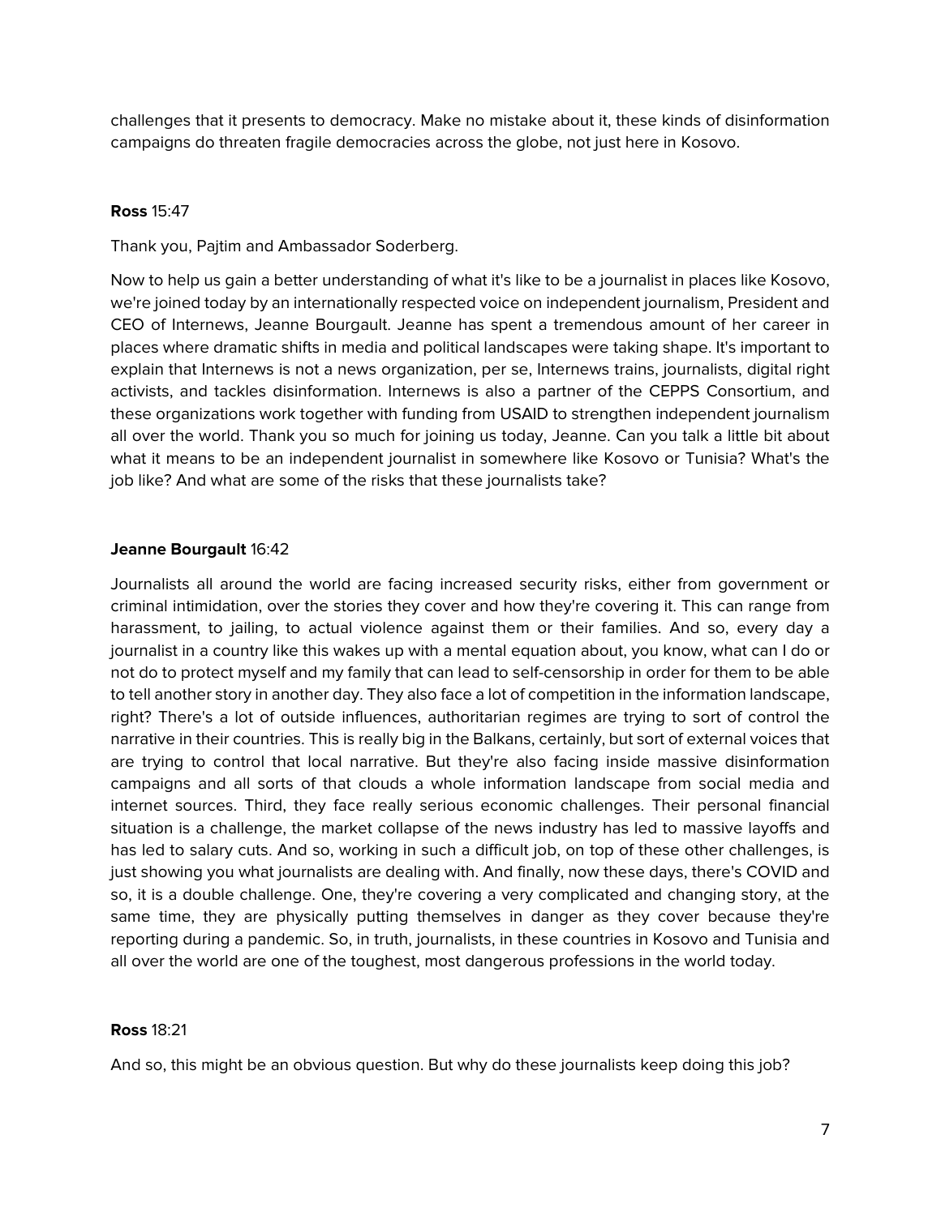challenges that it presents to democracy. Make no mistake about it, these kinds of disinformation campaigns do threaten fragile democracies across the globe, not just here in Kosovo.

**Ross** 15:47

Thank you, Pajtim and Ambassador Soderberg.

Now to help us gain a better understanding of what it's like to be a journalist in places like Kosovo, we're joined today by an internationally respected voice on independent journalism, President and CEO of Internews, Jeanne Bourgault. Jeanne has spent a tremendous amount of her career in places where dramatic shifts in media and political landscapes were taking shape. It's important to explain that Internews is not a news organization, per se, Internews trains, journalists, digital right activists, and tackles disinformation. Internews is also a partner of the CEPPS Consortium, and these organizations work together with funding from USAID to strengthen independent journalism all over the world. Thank you so much for joining us today, Jeanne. Can you talk a little bit about what it means to be an independent journalist in somewhere like Kosovo or Tunisia? What's the job like? And what are some of the risks that these journalists take?

**Jeanne Bourgault** 16:42

Journalists all around the world are facing increased security risks, either from government or criminal intimidation, over the stories they cover and how they're covering it. This can range from harassment, to jailing, to actual violence against them or their families. And so, every day a journalist in a country like this wakes up with a mental equation about, you know, what can I do or not do to protect myself and my family that can lead to self-censorship in order for them to be able to tell another story in another day. They also face a lot of competition in the information landscape, right? There's a lot of outside influences, authoritarian regimes are trying to sort of control the narrative in their countries. This is really big in the Balkans, certainly, but sort of external voices that are trying to control that local narrative. But they're also facing inside massive disinformation campaigns and all sorts of that clouds a whole information landscape from social media and internet sources. Third, they face really serious economic challenges. Their personal financial situation is a challenge, the market collapse of the news industry has led to massive layoffs and has led to salary cuts. And so, working in such a difficult job, on top of these other challenges, is just showing you what journalists are dealing with. And finally, now these days, there's COVID and so, it is a double challenge. One, they're covering a very complicated and changing story, at the same time, they are physically putting themselves in danger as they cover because they're reporting during a pandemic. So, in truth, journalists, in these countries in Kosovo and Tunisia and all over the world are one of the toughest, most dangerous professions in the world today.

**Ross** 18:21

And so, this might be an obvious question. But why do these journalists keep doing this job?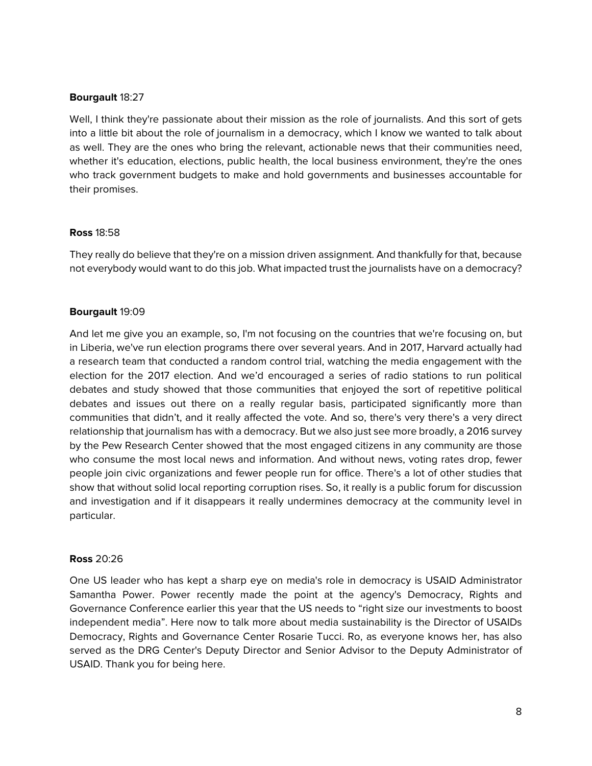**Bourgault** 18:27

Well, I think they're passionate about their mission as the role of journalists. And this sort of gets into a little bit about the role of journalism in a democracy, which I know we wanted to talk about as well. They are the ones who bring the relevant, actionable news that their communities need, whether it's education, elections, public health, the local business environment, they're the ones who track government budgets to make and hold governments and businesses accountable for their promises.

**Ross** 18:58

They really do believe that they're on a mission driven assignment. And thankfully for that, because not everybody would want to do this job. What impacted trust the journalists have on a democracy?

**Bourgault** 19:09

And let me give you an example, so, I'm not focusing on the countries that we're focusing on, but in Liberia, we've run election programs there over several years. And in 2017, Harvard actually had a research team that conducted a random control trial, watching the media engagement with the election for the 2017 election. And we'd encouraged a series of radio stations to run political debates and study showed that those communities that enjoyed the sort of repetitive political debates and issues out there on a really regular basis, participated significantly more than communities that didn't, and it really affected the vote. And so, there's very there's a very direct relationship that journalism has with a democracy. But we also just see more broadly, a 2016 survey by the Pew Research Center showed that the most engaged citizens in any community are those who consume the most local news and information. And without news, voting rates drop, fewer people join civic organizations and fewer people run for office. There's a lot of other studies that show that without solid local reporting corruption rises. So, it really is a public forum for discussion and investigation and if it disappears it really undermines democracy at the community level in particular.

**Ross** 20:26

One US leader who has kept a sharp eye on media's role in democracy is USAID Administrator Samantha Power. Power recently made the point at the agency's Democracy, Rights and Governance Conference earlier this year that the US needs to "right size our investments to boost independent media". Here now to talk more about media sustainability is the Director of USAIDs Democracy, Rights and Governance Center Rosarie Tucci. Ro, as everyone knows her, has also served as the DRG Center's Deputy Director and Senior Advisor to the Deputy Administrator of USAID. Thank you for being here.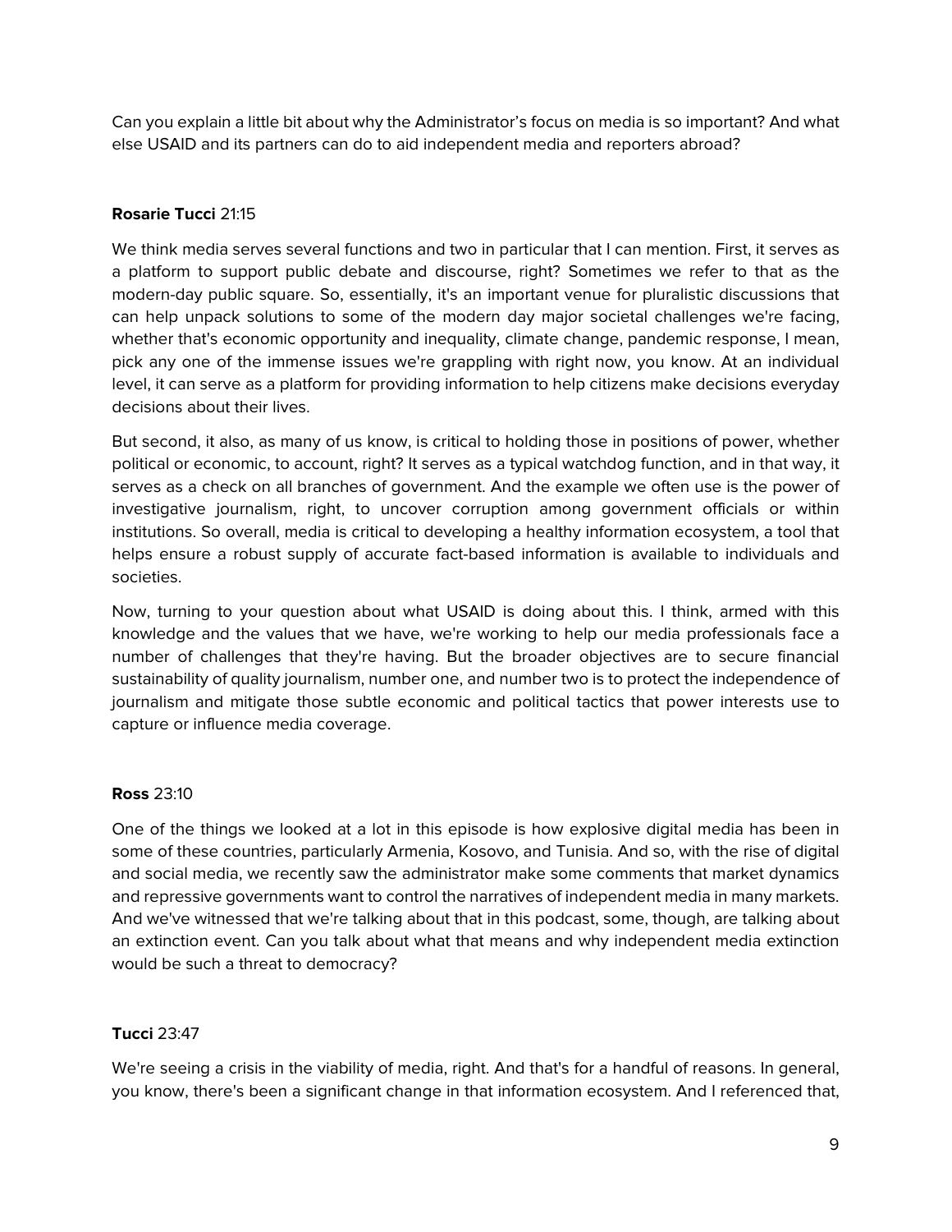Can you explain a little bit about why the Administrator's focus on media is so important? And what else USAID and its partners can do to aid independent media and reporters abroad?

**Rosarie Tucci** 21:15

We think media serves several functions and two in particular that I can mention. First, it serves as a platform to support public debate and discourse, right? Sometimes we refer to that as the modern-day public square. So, essentially, it's an important venue for pluralistic discussions that can help unpack solutions to some of the modern day major societal challenges we're facing, whether that's economic opportunity and inequality, climate change, pandemic response, I mean, pick any one of the immense issues we're grappling with right now, you know. At an individual level, it can serve as a platform for providing information to help citizens make decisions everyday decisions about their lives.

But second, it also, as many of us know, is critical to holding those in positions of power, whether political or economic, to account, right? It serves as a typical watchdog function, and in that way, it serves as a check on all branches of government. And the example we often use is the power of investigative journalism, right, to uncover corruption among government officials or within institutions. So overall, media is critical to developing a healthy information ecosystem, a tool that helps ensure a robust supply of accurate fact-based information is available to individuals and societies.

Now, turning to your question about what USAID is doing about this. I think, armed with this knowledge and the values that we have, we're working to help our media professionals face a number of challenges that they're having. But the broader objectives are to secure financial sustainability of quality journalism, number one, and number two is to protect the independence of journalism and mitigate those subtle economic and political tactics that power interests use to capture or influence media coverage.

**Ross** 23:10

One of the things we looked at a lot in this episode is how explosive digital media has been in some of these countries, particularly Armenia, Kosovo, and Tunisia. And so, with the rise of digital and social media, we recently saw the administrator make some comments that market dynamics and repressive governments want to control the narratives of independent media in many markets. And we've witnessed that we're talking about that in this podcast, some, though, are talking about an extinction event. Can you talk about what that means and why independent media extinction would be such a threat to democracy?

**Tucci** 23:47

We're seeing a crisis in the viability of media, right. And that's for a handful of reasons. In general, you know, there's been a significant change in that information ecosystem. And I referenced that,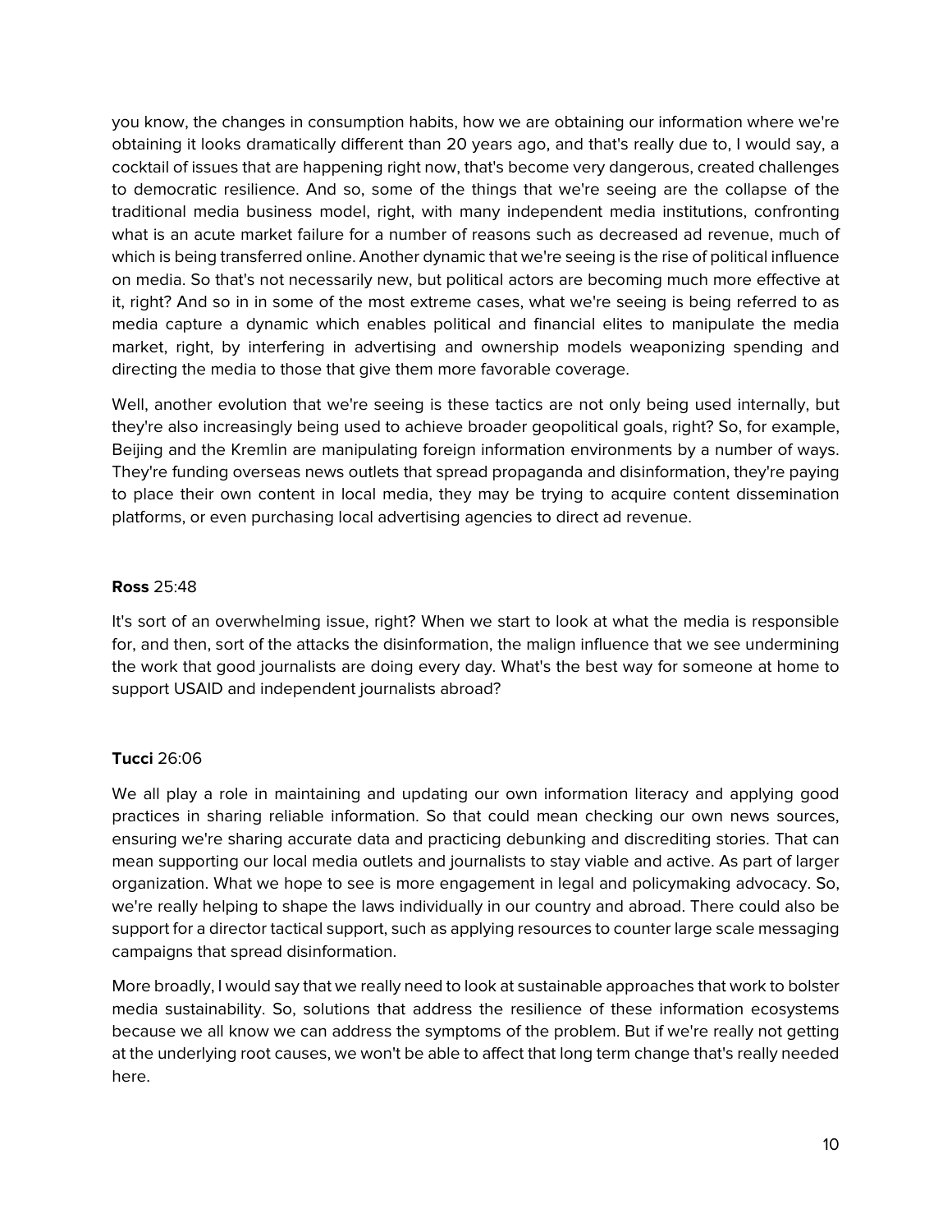you know, the changes in consumption habits, how we are obtaining our information where we're obtaining it looks dramatically different than 20 years ago, and that's really due to, I would say, a cocktail of issues that are happening right now, that's become very dangerous, created challenges to democratic resilience. And so, some of the things that we're seeing are the collapse of the traditional media business model, right, with many independent media institutions, confronting what is an acute market failure for a number of reasons such as decreased ad revenue, much of which is being transferred online. Another dynamic that we're seeing is the rise of political influence on media. So that's not necessarily new, but political actors are becoming much more effective at it, right? And so in in some of the most extreme cases, what we're seeing is being referred to as media capture a dynamic which enables political and financial elites to manipulate the media market, right, by interfering in advertising and ownership models weaponizing spending and directing the media to those that give them more favorable coverage.

Well, another evolution that we're seeing is these tactics are not only being used internally, but they're also increasingly being used to achieve broader geopolitical goals, right? So, for example, Beijing and the Kremlin are manipulating foreign information environments by a number of ways. They're funding overseas news outlets that spread propaganda and disinformation, they're paying to place their own content in local media, they may be trying to acquire content dissemination platforms, or even purchasing local advertising agencies to direct ad revenue.

**Ross** 25:48

It's sort of an overwhelming issue, right? When we start to look at what the media is responsible for, and then, sort of the attacks the disinformation, the malign influence that we see undermining the work that good journalists are doing every day. What's the best way for someone at home to support USAID and independent journalists abroad?

**Tucci** 26:06

We all play a role in maintaining and updating our own information literacy and applying good practices in sharing reliable information. So that could mean checking our own news sources, ensuring we're sharing accurate data and practicing debunking and discrediting stories. That can mean supporting our local media outlets and journalists to stay viable and active. As part of larger organization. What we hope to see is more engagement in legal and policymaking advocacy. So, we're really helping to shape the laws individually in our country and abroad. There could also be support for a director tactical support, such as applying resources to counter large scale messaging campaigns that spread disinformation.

More broadly, I would say that we really need to look at sustainable approaches that work to bolster media sustainability. So, solutions that address the resilience of these information ecosystems because we all know we can address the symptoms of the problem. But if we're really not getting at the underlying root causes, we won't be able to affect that long term change that's really needed here.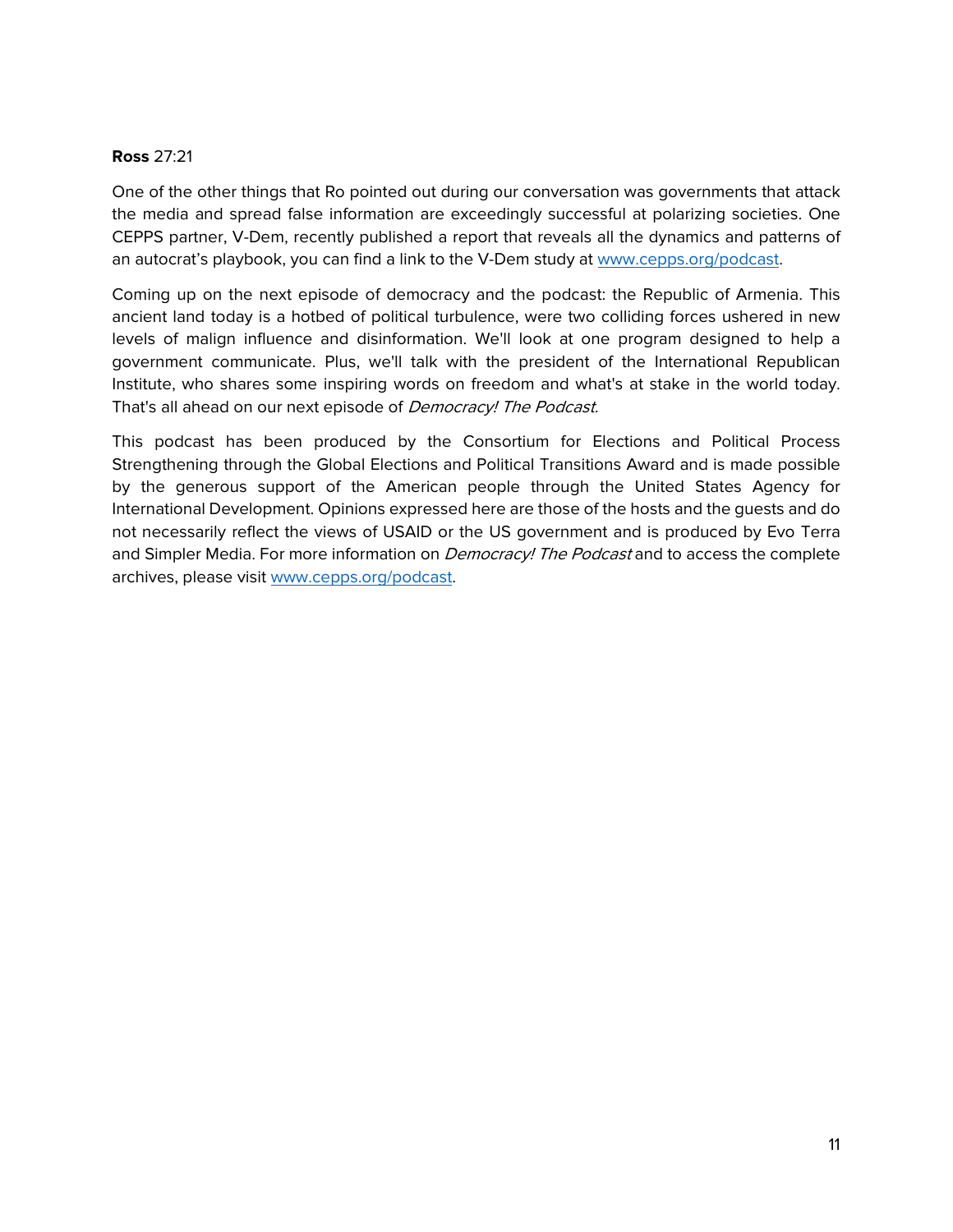**Ross** 27:21

One of the other things that Ro pointed out during our conversation was governments that attack the media and spread false information are exceedingly successful at polarizing societies. One CEPPS partner, V-Dem, recently published a report that reveals all the dynamics and patterns of an autocrat's playbook, you can find a link to the V-Dem study at [www.cepps.org/podcast](www.cepps.org/podcast).

Coming up on the next episode of democracy and the podcast: the Republic of Armenia. This ancient land today is a hotbed of political turbulence, were two colliding forces ushered in new levels of malign influence and disinformation. We'll look at one program designed to help a government communicate. Plus, we'll talk with the president of the International Republican Institute, who shares some inspiring words on freedom and what's at stake in the world today. That's all ahead on our next episode of *Democracy! The Podcast.*

This podcast has been produced by the Consortium for Elections and Political Process Strengthening through the Global Elections and Political Transitions Award and is made possible by the generous support of the American people through the United States Agency for International Development. Opinions expressed here are those of the hosts and the guests and do not necessarily reflect the views of USAID or the US government and is produced by Evo Terra and Simpler Media. For more information on *Democracy! The Podcast* and to access the complete archives, please visit [www.cepps.org/podcast](www.cepps.org/podcast).